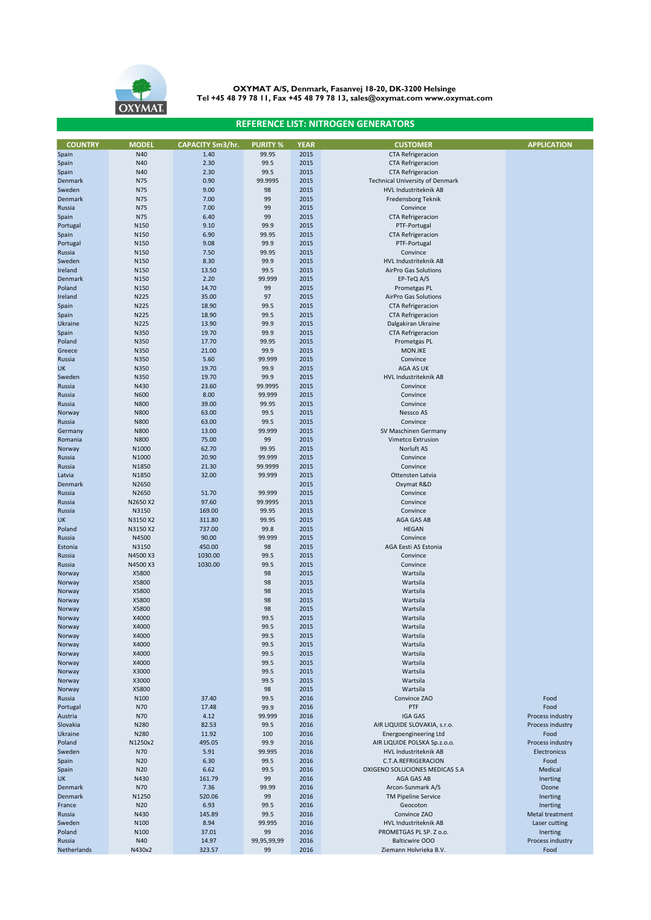**OXYMAT A/S, Denmark, Fasanvej 18-20, DK-3200 Helsinge**
**Tel +45 48 79 78 11, Fax +45 48 79 78 13, sales@oxymat.com www.oxymat.com**

## REFERENCE LIST: NITROGEN GENERATORS

| COUNTRY | MODEL | CAPACITY Sm3/hr. | PURITY % | YEAR | CUSTOMER | APPLICATION |
|---|---|---|---|---|---|---|
| Spain | N40 | 1.40 | 99.95 | 2015 | CTA Refrigeracion | |
| Spain | N40 | 2.30 | 99.5 | 2015 | CTA Refrigeracion | |
| Spain | N40 | 2.30 | 99.5 | 2015 | CTA Refrigeracion | |
| Denmark | N75 | 0.90 | 99.9995 | 2015 | Technical University of Denmark | |
| Sweden | N75 | 9.00 | 98 | 2015 | HVL Industriteknik AB | |
| Denmark | N75 | 7.00 | 99 | 2015 | Fredensborg Teknik | |
| Russia | N75 | 7.00 | 99 | 2015 | Convince | |
| Spain | N75 | 6.40 | 99 | 2015 | CTA Refrigeracion | |
| Portugal | N150 | 9.10 | 99.9 | 2015 | PTF-Portugal | |
| Spain | N150 | 6.90 | 99.95 | 2015 | CTA Refrigeracion | |
| Portugal | N150 | 9.08 | 99.9 | 2015 | PTF-Portugal | |
| Russia | N150 | 7.50 | 99.95 | 2015 | Convince | |
| Sweden | N150 | 8.30 | 99.9 | 2015 | HVL Industriteknik AB | |
| Ireland | N150 | 13.50 | 99.5 | 2015 | AirPro Gas Solutions | |
| Denmark | N150 | 2.20 | 99.999 | 2015 | EP-TeQ A/S | |
| Poland | N150 | 14.70 | 99 | 2015 | Prometgas PL | |
| Ireland | N225 | 35.00 | 97 | 2015 | AirPro Gas Solutions | |
| Spain | N225 | 18.90 | 99.5 | 2015 | CTA Refrigeracion | |
| Spain | N225 | 18.90 | 99.5 | 2015 | CTA Refrigeracion | |
| Ukraine | N225 | 13.90 | 99.9 | 2015 | Dalgakiran Ukraine | |
| Spain | N350 | 19.70 | 99.9 | 2015 | CTA Refrigeracion | |
| Poland | N350 | 17.70 | 99.95 | 2015 | Prometgas PL | |
| Greece | N350 | 21.00 | 99.9 | 2015 | MON.IKE | |
| Russia | N350 | 5.60 | 99.999 | 2015 | Convince | |
| UK | N350 | 19.70 | 99.9 | 2015 | AGA AS UK | |
| Sweden | N350 | 19.70 | 99.9 | 2015 | HVL Industriteknik AB | |
| Russia | N430 | 23.60 | 99.9995 | 2015 | Convince | |
| Russia | N600 | 8.00 | 99.999 | 2015 | Convince | |
| Russia | N800 | 39.00 | 99.95 | 2015 | Convince | |
| Norway | N800 | 63.00 | 99.5 | 2015 | Nessco AS | |
| Russia | N800 | 63.00 | 99.5 | 2015 | Convince | |
| Germany | N800 | 13.00 | 99.999 | 2015 | SV Maschinen Germany | |
| Romania | N800 | 75.00 | 99 | 2015 | Vimetco Extrusion | |
| Norway | N1000 | 62.70 | 99.95 | 2015 | Norluft AS | |
| Russia | N1000 | 20.90 | 99.999 | 2015 | Convince | |
| Russia | N1850 | 21.30 | 99.9999 | 2015 | Convince | |
| Latvia | N1850 | 32.00 | 99.999 | 2015 | Ottensten Latvia | |
| Denmark | N2650 | | | 2015 | Oxymat R&D | |
| Russia | N2650 | 51.70 | 99.999 | 2015 | Convince | |
| Russia | N2650 X2 | 97.60 | 99.9995 | 2015 | Convince | |
| Russia | N3150 | 169.00 | 99.95 | 2015 | Convince | |
| UK | N3150 X2 | 311.80 | 99.95 | 2015 | AGA GAS AB | |
| Poland | N3150 X2 | 737.00 | 99.8 | 2015 | HEGAN | |
| Russia | N4500 | 90.00 | 99.999 | 2015 | Convince | |
| Estonia | N3150 | 450.00 | 98 | 2015 | AGA Eesti AS Estonia | |
| Russia | N4500 X3 | 1030.00 | 99.5 | 2015 | Convince | |
| Russia | N4500 X3 | 1030.00 | 99.5 | 2015 | Convince | |
| Norway | X5800 | | 98 | 2015 | Wartsila | |
| Norway | X5800 | | 98 | 2015 | Wartsila | |
| Norway | X5800 | | 98 | 2015 | Wartsila | |
| Norway | X5800 | | 98 | 2015 | Wartsila | |
| Norway | X5800 | | 98 | 2015 | Wartsila | |
| Norway | X4000 | | 99.5 | 2015 | Wartsila | |
| Norway | X4000 | | 99.5 | 2015 | Wartsila | |
| Norway | X4000 | | 99.5 | 2015 | Wartsila | |
| Norway | X4000 | | 99.5 | 2015 | Wartsila | |
| Norway | X4000 | | 99.5 | 2015 | Wartsila | |
| Norway | X4000 | | 99.5 | 2015 | Wartsila | |
| Norway | X3000 | | 99.5 | 2015 | Wartsila | |
| Norway | X3000 | | 99.5 | 2015 | Wartsila | |
| Norway | X5800 | | 98 | 2015 | Wartsila | |
| Russia | N100 | 37.40 | 99.5 | 2016 | Convince ZAO | Food |
| Portugal | N70 | 17.48 | 99.9 | 2016 | PTF | Food |
| Austria | N70 | 4.12 | 99.999 | 2016 | IGA GAS | Process industry |
| Slovakia | N280 | 82.53 | 99.5 | 2016 | AIR LIQUIDE SLOVAKIA, s.r.o. | Process industry |
| Ukraine | N280 | 11.92 | 100 | 2016 | Energoengineering Ltd | Food |
| Poland | N1250x2 | 495.05 | 99.9 | 2016 | AIR LIQUIDE POLSKA Sp.z.o.o. | Process industry |
| Sweden | N70 | 5.91 | 99.995 | 2016 | HVL Industriteknik AB | Electronicss |
| Spain | N20 | 6.30 | 99.5 | 2016 | C.T.A.REFRIGERACION | Food |
| Spain | N20 | 6.62 | 99.5 | 2016 | OXIGENO SOLUCIONES MEDICAS S.A | Medical |
| UK | N430 | 161.79 | 99 | 2016 | AGA GAS AB | Inerting |
| Denmark | N70 | 7.36 | 99.99 | 2016 | Arcon-Sunmark A/S | Ozone |
| Denmark | N1250 | 520.06 | 99 | 2016 | TM Pipeline Service | Inerting |
| France | N20 | 6.93 | 99.5 | 2016 | Geocoton | Inerting |
| Russia | N430 | 145.89 | 99.5 | 2016 | Convince ZAO | Metal treatment |
| Sweden | N100 | 8.94 | 99.995 | 2016 | HVL Industriteknik AB | Laser cutting |
| Poland | N100 | 37.01 | 99 | 2016 | PROMETGAS PL SP. Z o.o. | Inerting |
| Russia | N40 | 14.97 | 99,95,99,99 | 2016 | Balticwire OOO | Process industry |
| Netherlands | N430x2 | 323.57 | 99 | 2016 | Ziemann Holvrieka B.V. | Food |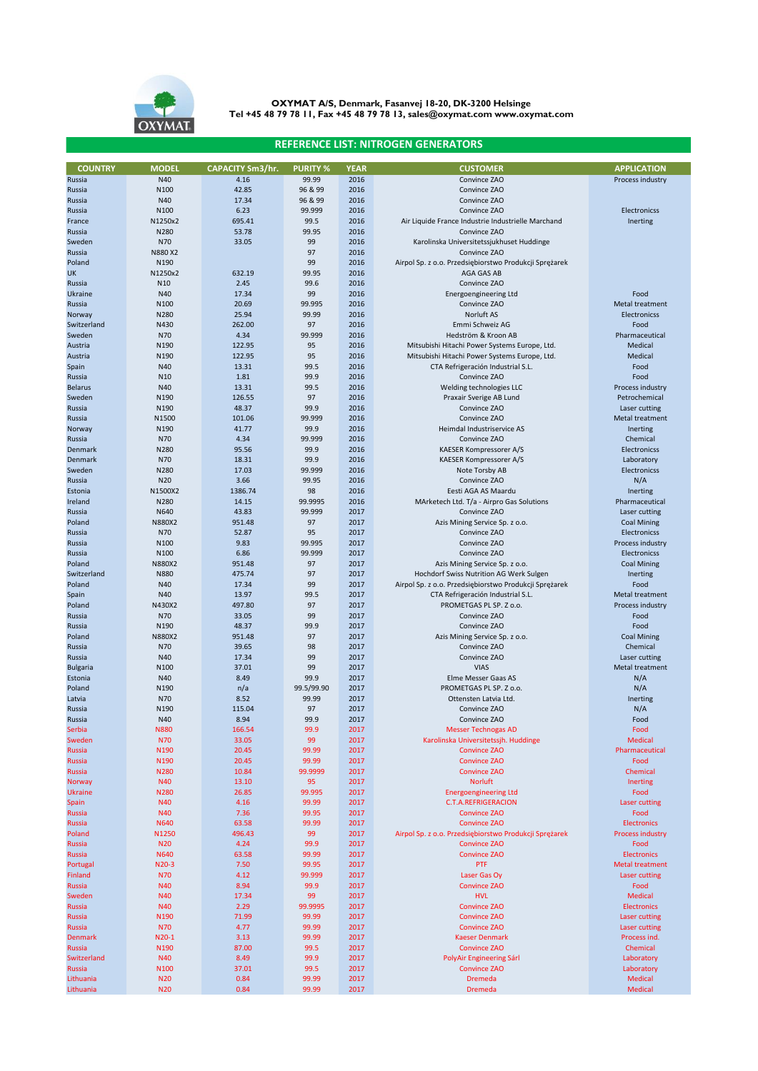**OXYMAT A/S, Denmark, Fasanvej 18-20, DK-3200 Helsinge**
**Tel +45 48 79 78 11, Fax +45 48 79 78 13, sales@oxymat.com www.oxymat.com**

## REFERENCE LIST: NITROGEN GENERATORS

| COUNTRY | MODEL | CAPACITY Sm3/hr. | PURITY % | YEAR | CUSTOMER | APPLICATION |
|---|---|---|---|---|---|---|
| Russia | N40 | 4.16 | 99.99 | 2016 | Convince ZAO | Process industry |
| Russia | N100 | 42.85 | 96 & 99 | 2016 | Convince ZAO | |
| Russia | N40 | 17.34 | 96 & 99 | 2016 | Convince ZAO | |
| Russia | N100 | 6.23 | 99.999 | 2016 | Convince ZAO | Electronicss |
| France | N1250x2 | 695.41 | 99.5 | 2016 | Air Liquide France Industrie Industrielle Marchand | Inerting |
| Russia | N280 | 53.78 | 99.95 | 2016 | Convince ZAO | |
| Sweden | N70 | 33.05 | 99 | 2016 | Karolinska Universitetssjukhuset Huddinge | |
| Russia | N880 X2 | | 97 | 2016 | Convince ZAO | |
| Poland | N190 | | 99 | 2016 | Airpol Sp. z o.o. Przedsiębiorstwo Produkcji Sprężarek | |
| UK | N1250x2 | 632.19 | 99.95 | 2016 | AGA GAS AB | |
| Russia | N10 | 2.45 | 99.6 | 2016 | Convince ZAO | |
| Ukraine | N40 | 17.34 | 99 | 2016 | Energoengineering Ltd | Food |
| Russia | N100 | 20.69 | 99.995 | 2016 | Convince ZAO | Metal treatment |
| Norway | N280 | 25.94 | 99.99 | 2016 | Norluft AS | Electronicss |
| Switzerland | N430 | 262.00 | 97 | 2016 | Emmi Schweiz AG | Food |
| Sweden | N70 | 4.34 | 99.999 | 2016 | Hedström & Kroon AB | Pharmaceutical |
| Austria | N190 | 122.95 | 95 | 2016 | Mitsubishi Hitachi Power Systems Europe, Ltd. | Medical |
| Austria | N190 | 122.95 | 95 | 2016 | Mitsubishi Hitachi Power Systems Europe, Ltd. | Medical |
| Spain | N40 | 13.31 | 99.5 | 2016 | CTA Refrigeración Industrial S.L. | Food |
| Russia | N10 | 1.81 | 99.9 | 2016 | Convince ZAO | Food |
| Belarus | N40 | 13.31 | 99.5 | 2016 | Welding technologies LLC | Process industry |
| Sweden | N190 | 126.55 | 97 | 2016 | Praxair Sverige AB Lund | Petrochemical |
| Russia | N190 | 48.37 | 99.9 | 2016 | Convince ZAO | Laser cutting |
| Russia | N1500 | 101.06 | 99.999 | 2016 | Convince ZAO | Metal treatment |
| Norway | N190 | 41.77 | 99.9 | 2016 | Heimdal Industriservice AS | Inerting |
| Russia | N70 | 4.34 | 99.999 | 2016 | Convince ZAO | Chemical |
| Denmark | N280 | 95.56 | 99.9 | 2016 | KAESER Kompressorer A/S | Electronicss |
| Denmark | N70 | 18.31 | 99.9 | 2016 | KAESER Kompressorer A/S | Laboratory |
| Sweden | N280 | 17.03 | 99.999 | 2016 | Note Torsby AB | Electronicss |
| Russia | N20 | 3.66 | 99.95 | 2016 | Convince ZAO | N/A |
| Estonia | N1500X2 | 1386.74 | 98 | 2016 | Eesti AGA AS Maardu | Inerting |
| Ireland | N280 | 14.15 | 99.9995 | 2016 | MArketech Ltd. T/a - Airpro Gas Solutions | Pharmaceutical |
| Russia | N640 | 43.83 | 99.999 | 2017 | Convince ZAO | Laser cutting |
| Poland | N880X2 | 951.48 | 97 | 2017 | Azis Mining Service Sp. z o.o. | Coal Mining |
| Russia | N70 | 52.87 | 95 | 2017 | Convince ZAO | Electronicss |
| Russia | N100 | 9.83 | 99.995 | 2017 | Convince ZAO | Process industry |
| Russia | N100 | 6.86 | 99.999 | 2017 | Convince ZAO | Electronicss |
| Poland | N880X2 | 951.48 | 97 | 2017 | Azis Mining Service Sp. z o.o. | Coal Mining |
| Switzerland | N880 | 475.74 | 97 | 2017 | Hochdorf Swiss Nutrition AG Werk Sulgen | Inerting |
| Poland | N40 | 17.34 | 99 | 2017 | Airpol Sp. z o.o. Przedsiębiorstwo Produkcji Sprężarek | Food |
| Spain | N40 | 13.97 | 99.5 | 2017 | CTA Refrigeración Industrial S.L. | Metal treatment |
| Poland | N430X2 | 497.80 | 97 | 2017 | PROMETGAS PL SP. Z o.o. | Process industry |
| Russia | N70 | 33.05 | 99 | 2017 | Convince ZAO | Food |
| Russia | N190 | 48.37 | 99.9 | 2017 | Convince ZAO | Food |
| Poland | N880X2 | 951.48 | 97 | 2017 | Azis Mining Service Sp. z o.o. | Coal Mining |
| Russia | N70 | 39.65 | 98 | 2017 | Convince ZAO | Chemical |
| Russia | N40 | 17.34 | 99 | 2017 | Convince ZAO | Laser cutting |
| Bulgaria | N100 | 37.01 | 99 | 2017 | VIAS | Metal treatment |
| Estonia | N40 | 8.49 | 99.9 | 2017 | Elme Messer Gaas AS | N/A |
| Poland | N190 | n/a | 99.5/99.90 | 2017 | PROMETGAS PL SP. Z o.o. | N/A |
| Latvia | N70 | 8.52 | 99.99 | 2017 | Ottensten Latvia Ltd. | Inerting |
| Russia | N190 | 115.04 | 97 | 2017 | Convince ZAO | N/A |
| Russia | N40 | 8.94 | 99.9 | 2017 | Convince ZAO | Food |
| Serbia | N880 | 166.54 | 99.9 | 2017 | Messer Technogas AD | Food |
| Sweden | N70 | 33.05 | 99 | 2017 | Karolinska Universitetssjh. Huddinge | Medical |
| Russia | N190 | 20.45 | 99.99 | 2017 | Convince ZAO | Pharmaceutical |
| Russia | N190 | 20.45 | 99.99 | 2017 | Convince ZAO | Food |
| Russia | N280 | 10.84 | 99.9999 | 2017 | Convince ZAO | Chemical |
| Norway | N40 | 13.10 | 95 | 2017 | Norluft | Inerting |
| Ukraine | N280 | 26.85 | 99.995 | 2017 | Energoengineering Ltd | Food |
| Spain | N40 | 4.16 | 99.99 | 2017 | C.T.A.REFRIGERACION | Laser cutting |
| Russia | N40 | 7.36 | 99.95 | 2017 | Convince ZAO | Food |
| Russia | N640 | 63.58 | 99.99 | 2017 | Convince ZAO | Electronics |
| Poland | N1250 | 496.43 | 99 | 2017 | Airpol Sp. z o.o. Przedsiębiorstwo Produkcji Sprężarek | Process industry |
| Russia | N20 | 4.24 | 99.9 | 2017 | Convince ZAO | Food |
| Russia | N640 | 63.58 | 99.99 | 2017 | Convince ZAO | Electronics |
| Portugal | N20-3 | 7.50 | 99.95 | 2017 | PTF | Metal treatment |
| Finland | N70 | 4.12 | 99.999 | 2017 | Laser Gas Oy | Laser cutting |
| Russia | N40 | 8.94 | 99.9 | 2017 | Convince ZAO | Food |
| Sweden | N40 | 17.34 | 99 | 2017 | HVL | Medical |
| Russia | N40 | 2.29 | 99.9995 | 2017 | Convince ZAO | Electronics |
| Russia | N190 | 71.99 | 99.99 | 2017 | Convince ZAO | Laser cutting |
| Russia | N70 | 4.77 | 99.99 | 2017 | Convince ZAO | Laser cutting |
| Denmark | N20-1 | 3.13 | 99.99 | 2017 | Kaeser Denmark | Process ind. |
| Russia | N190 | 87.00 | 99.5 | 2017 | Convince ZAO | Chemical |
| Switzerland | N40 | 8.49 | 99.9 | 2017 | PolyAir Engineering Sárl | Laboratory |
| Russia | N100 | 37.01 | 99.5 | 2017 | Convince ZAO | Laboratory |
| Lithuania | N20 | 0.84 | 99.99 | 2017 | Dremeda | Medical |
| Lithuania | N20 | 0.84 | 99.99 | 2017 | Dremeda | Medical |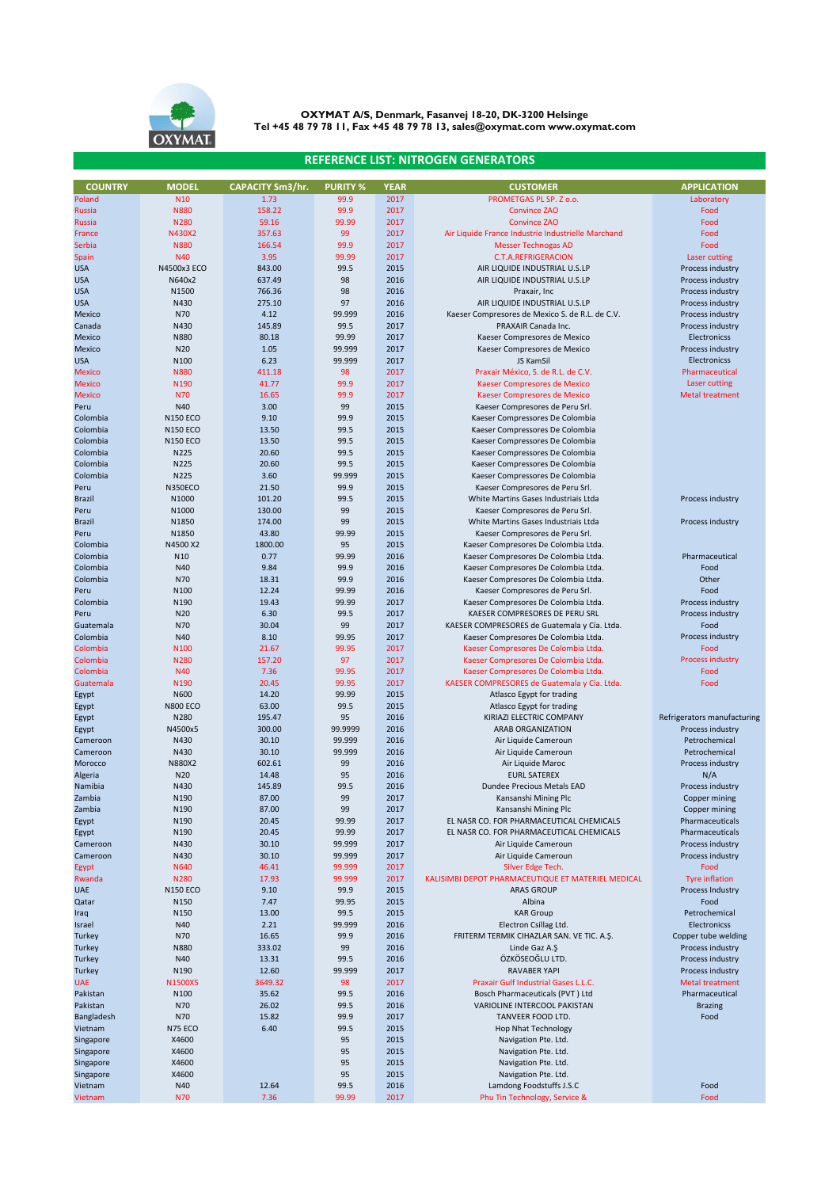**OXYMAT A/S, Denmark, Fasanvej 18-20, DK-3200 Helsinge**
**Tel +45 48 79 78 11, Fax +45 48 79 78 13, sales@oxymat.com www.oxymat.com**

## REFERENCE LIST: NITROGEN GENERATORS

| COUNTRY | MODEL | CAPACITY Sm3/hr. | PURITY % | YEAR | CUSTOMER | APPLICATION |
|---|---|---|---|---|---|---|
| Poland | N10 | 1.73 | 99.9 | 2017 | PROMETGAS PL SP. Z o.o. | Laboratory |
| Russia | N880 | 158.22 | 99.9 | 2017 | Convince ZAO | Food |
| Russia | N280 | 59.16 | 99.99 | 2017 | Convince ZAO | Food |
| France | N430X2 | 357.63 | 99 | 2017 | Air Liquide France Industrie Industrielle Marchand | Food |
| Serbia | N880 | 166.54 | 99.9 | 2017 | Messer Technogas AD | Food |
| Spain | N40 | 3.95 | 99.99 | 2017 | C.T.A.REFRIGERACION | Laser cutting |
| USA | N4500x3 ECO | 843.00 | 99.5 | 2015 | AIR LIQUIDE INDUSTRIAL U.S.LP | Process industry |
| USA | N640x2 | 637.49 | 98 | 2016 | AIR LIQUIDE INDUSTRIAL U.S.LP | Process industry |
| USA | N1500 | 766.36 | 98 | 2016 | Praxair, Inc | Process industry |
| USA | N430 | 275.10 | 97 | 2016 | AIR LIQUIDE INDUSTRIAL U.S.LP | Process industry |
| Mexico | N70 | 4.12 | 99.999 | 2016 | Kaeser Compresores de Mexico S. de R.L. de C.V. | Process industry |
| Canada | N430 | 145.89 | 99.5 | 2017 | PRAXAIR Canada Inc. | Process industry |
| Mexico | N880 | 80.18 | 99.99 | 2017 | Kaeser Compresores de Mexico | Electronics |
| Mexico | N20 | 1.05 | 99.999 | 2017 | Kaeser Compresores de Mexico | Process industry |
| USA | N100 | 6.23 | 99.999 | 2017 | JS KamSil | Electronicss |
| Mexico | N880 | 411.18 | 98 | 2017 | Praxair México, S. de R.L. de C.V. | Pharmaceutical |
| Mexico | N190 | 41.77 | 99.9 | 2017 | Kaeser Compresores de Mexico | Laser cutting |
| Mexico | N70 | 16.65 | 99.9 | 2017 | Kaeser Compresores de Mexico | Metal treatment |
| Peru | N40 | 3.00 | 99 | 2015 | Kaeser Compresores de Peru Srl. | |
| Colombia | N150 ECO | 9.10 | 99.9 | 2015 | Kaeser Compressores De Colombia | |
| Colombia | N150 ECO | 13.50 | 99.5 | 2015 | Kaeser Compressores De Colombia | |
| Colombia | N150 ECO | 13.50 | 99.5 | 2015 | Kaeser Compressores De Colombia | |
| Colombia | N225 | 20.60 | 99.5 | 2015 | Kaeser Compressores De Colombia | |
| Colombia | N225 | 20.60 | 99.5 | 2015 | Kaeser Compressores De Colombia | |
| Colombia | N225 | 3.60 | 99.999 | 2015 | Kaeser Compressores De Colombia | |
| Peru | N350ECO | 21.50 | 99.9 | 2015 | Kaeser Compresores de Peru Srl. | |
| Brazil | N1000 | 101.20 | 99.5 | 2015 | White Martins Gases Industriais Ltda | Process industry |
| Peru | N1000 | 130.00 | 99 | 2015 | Kaeser Compresores de Peru Srl. | |
| Brazil | N1850 | 174.00 | 99 | 2015 | White Martins Gases Industriais Ltda | Process industry |
| Peru | N1850 | 43.80 | 99.99 | 2015 | Kaeser Compresores de Peru Srl. | |
| Colombia | N4500 X2 | 1800.00 | 95 | 2015 | Kaeser Compresores De Colombia Ltda. | |
| Colombia | N10 | 0.77 | 99.99 | 2016 | Kaeser Compresores De Colombia Ltda. | Pharmaceutical |
| Colombia | N40 | 9.84 | 99.9 | 2016 | Kaeser Compresores De Colombia Ltda. | Food |
| Colombia | N70 | 18.31 | 99.9 | 2016 | Kaeser Compresores De Colombia Ltda. | Other |
| Peru | N100 | 12.24 | 99.99 | 2016 | Kaeser Compresores de Peru Srl. | Food |
| Colombia | N190 | 19.43 | 99.99 | 2017 | Kaeser Compresores De Colombia Ltda. | Process industry |
| Peru | N20 | 6.30 | 99.5 | 2017 | KAESER COMPRESORES DE PERU SRL | Process industry |
| Guatemala | N70 | 30.04 | 99 | 2017 | KAESER COMPRESORES de Guatemala y Cía. Ltda. | Food |
| Colombia | N40 | 8.10 | 99.95 | 2017 | Kaeser Compresores De Colombia Ltda. | Process industry |
| Colombia | N100 | 21.67 | 99.95 | 2017 | Kaeser Compresores De Colombia Ltda. | Food |
| Colombia | N280 | 157.20 | 97 | 2017 | Kaeser Compresores De Colombia Ltda. | Process industry |
| Colombia | N40 | 7.36 | 99.95 | 2017 | Kaeser Compresores De Colombia Ltda. | Food |
| Guatemala | N190 | 20.45 | 99.95 | 2017 | KAESER COMPRESORES de Guatemala y Cía. Ltda. | Food |
| Egypt | N600 | 14.20 | 99.99 | 2015 | Atlasco Egypt for trading | |
| Egypt | N800 ECO | 63.00 | 99.5 | 2015 | Atlasco Egypt for trading | |
| Egypt | N280 | 195.47 | 95 | 2016 | KIRIAZI ELECTRIC COMPANY | Refrigerators manufacturing |
| Egypt | N4500x5 | 300.00 | 99.9999 | 2016 | ARAB ORGANIZATION | Process industry |
| Cameroon | N430 | 30.10 | 99.999 | 2016 | Air Liquide Cameroun | Petrochemical |
| Cameroon | N430 | 30.10 | 99.999 | 2016 | Air Liquide Cameroun | Petrochemical |
| Morocco | N880X2 | 602.61 | 99 | 2016 | Air Liquide Maroc | Process industry |
| Algeria | N20 | 14.48 | 95 | 2016 | EURL SATEREX | N/A |
| Namibia | N430 | 145.89 | 99.5 | 2016 | Dundee Precious Metals EAD | Process industry |
| Zambia | N190 | 87.00 | 99 | 2017 | Kansanshi Mining Plc | Copper mining |
| Zambia | N190 | 87.00 | 99 | 2017 | Kansanshi Mining Plc | Copper mining |
| Egypt | N190 | 20.45 | 99.99 | 2017 | EL NASR CO. FOR PHARMACEUTICAL CHEMICALS | Pharmaceuticals |
| Egypt | N190 | 20.45 | 99.99 | 2017 | EL NASR CO. FOR PHARMACEUTICAL CHEMICALS | Pharmaceuticals |
| Cameroon | N430 | 30.10 | 99.999 | 2017 | Air Liquide Cameroun | Process industry |
| Cameroon | N430 | 30.10 | 99.999 | 2017 | Air Liquide Cameroun | Process industry |
| Egypt | N640 | 46.41 | 99.999 | 2017 | Silver Edge Tech. | Food |
| Rwanda | N280 | 17.93 | 99.999 | 2017 | KALISIMBI DEPOT PHARMACEUTIQUE ET MATERIEL MEDICAL | Tyre inflation |
| UAE | N150 ECO | 9.10 | 99.9 | 2015 | ARAS GROUP | Process Industry |
| Qatar | N150 | 7.47 | 99.95 | 2015 | Albina | Food |
| Iraq | N150 | 13.00 | 99.5 | 2015 | KAR Group | Petrochemical |
| Israel | N40 | 2.21 | 99.999 | 2016 | Electron Csillag Ltd. | Electronicss |
| Turkey | N70 | 16.65 | 99.9 | 2016 | FRITERM TERMIK CIHAZLAR SAN. VE TIC. A.Ş. | Copper tube welding |
| Turkey | N880 | 333.02 | 99 | 2016 | Linde Gaz A.Ş | Process industry |
| Turkey | N40 | 13.31 | 99.5 | 2016 | ÖZKÖSEOĞLU LTD. | Process industry |
| Turkey | N190 | 12.60 | 99.999 | 2017 | RAVABER YAPI | Process industry |
| UAE | N1500X5 | 3649.32 | 98 | 2017 | Praxair Gulf Industrial Gases L.L.C. | Metal treatment |
| Pakistan | N100 | 35.62 | 99.5 | 2016 | Bosch Pharmaceuticals (PVT ) Ltd | Pharmaceutical |
| Pakistan | N70 | 26.02 | 99.5 | 2016 | VARIOLINE INTERCOOL PAKISTAN | Brazing |
| Bangladesh | N70 | 15.82 | 99.9 | 2017 | TANVEER FOOD LTD. | Food |
| Vietnam | N75 ECO | 6.40 | 99.5 | 2015 | Hop Nhat Technology | |
| Singapore | X4600 | | 95 | 2015 | Navigation Pte. Ltd. | |
| Singapore | X4600 | | 95 | 2015 | Navigation Pte. Ltd. | |
| Singapore | X4600 | | 95 | 2015 | Navigation Pte. Ltd. | |
| Singapore | X4600 | | 95 | 2015 | Navigation Pte. Ltd. | |
| Vietnam | N40 | 12.64 | 99.5 | 2016 | Lamdong Foodstuffs J.S.C | Food |
| Vietnam | N70 | 7.36 | 99.99 | 2017 | Phu Tin Technology, Service & | Food |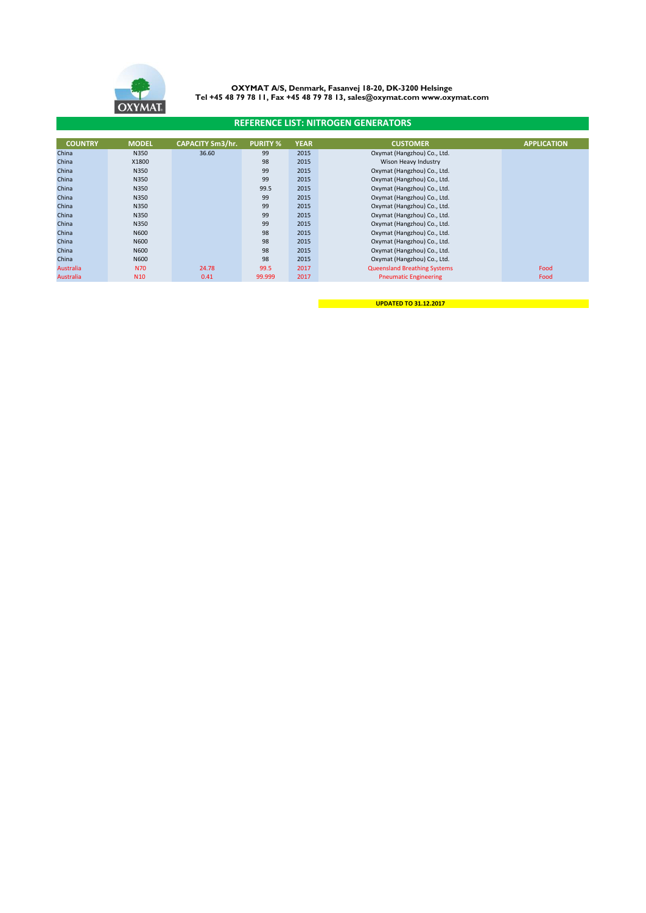**OXYMAT A/S, Denmark, Fasanvej 18-20, DK-3200 Helsinge**
**Tel +45 48 79 78 11, Fax +45 48 79 78 13, sales@oxymat.com www.oxymat.com**

## REFERENCE LIST: NITROGEN GENERATORS

| COUNTRY | MODEL | CAPACITY Sm3/hr. | PURITY % | YEAR | CUSTOMER | APPLICATION |
|---|---|---|---|---|---|---|
| China | N350 | 36.60 | 99 | 2015 | Oxymat (Hangzhou) Co., Ltd. | |
| China | X1800 | | 98 | 2015 | Wison Heavy Industry | |
| China | N350 | | 99 | 2015 | Oxymat (Hangzhou) Co., Ltd. | |
| China | N350 | | 99 | 2015 | Oxymat (Hangzhou) Co., Ltd. | |
| China | N350 | | 99.5 | 2015 | Oxymat (Hangzhou) Co., Ltd. | |
| China | N350 | | 99 | 2015 | Oxymat (Hangzhou) Co., Ltd. | |
| China | N350 | | 99 | 2015 | Oxymat (Hangzhou) Co., Ltd. | |
| China | N350 | | 99 | 2015 | Oxymat (Hangzhou) Co., Ltd. | |
| China | N350 | | 99 | 2015 | Oxymat (Hangzhou) Co., Ltd. | |
| China | N600 | | 98 | 2015 | Oxymat (Hangzhou) Co., Ltd. | |
| China | N600 | | 98 | 2015 | Oxymat (Hangzhou) Co., Ltd. | |
| China | N600 | | 98 | 2015 | Oxymat (Hangzhou) Co., Ltd. | |
| China | N600 | | 98 | 2015 | Oxymat (Hangzhou) Co., Ltd. | |
| Australia | N70 | 24.78 | 99.5 | 2017 | Queensland Breathing Systems | Food |
| Australia | N10 | 0.41 | 99.999 | 2017 | Pneumatic Engineering | Food |

**UPDATED TO 31.12.2017**